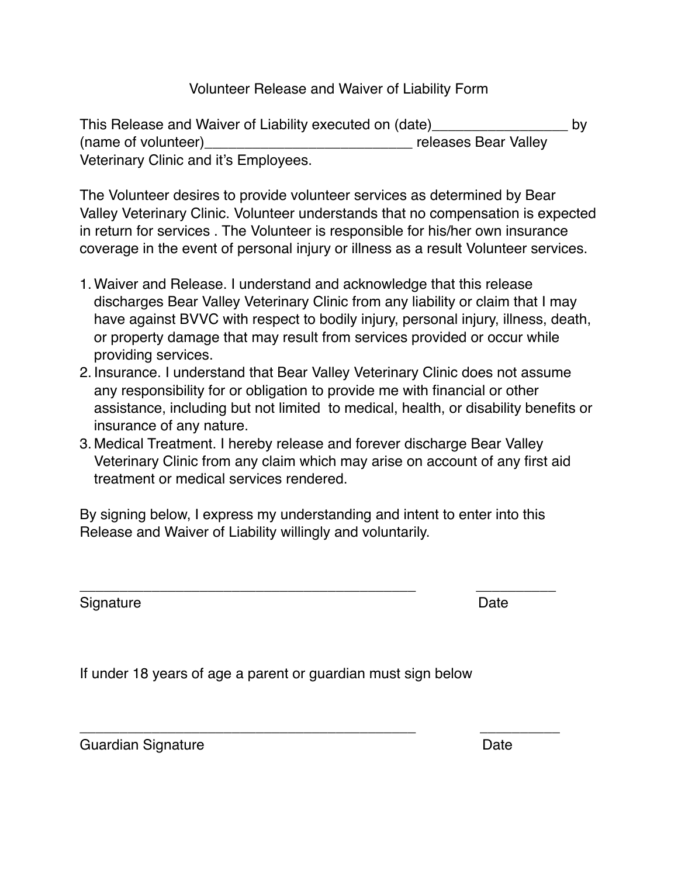# Volunteer Release and Waiver of Liability Form

This Release and Waiver of Liability executed on (date)_________________ by (name of volunteer)__________________________ releases Bear Valley Veterinary Clinic and it's Employees.

The Volunteer desires to provide volunteer services as determined by Bear Valley Veterinary Clinic. Volunteer understands that no compensation is expected in return for services . The Volunteer is responsible for his/her own insurance coverage in the event of personal injury or illness as a result Volunteer services.

1. Waiver and Release. I understand and acknowledge that this release discharges Bear Valley Veterinary Clinic from any liability or claim that I may have against BVVC with respect to bodily injury, personal injury, illness, death, or property damage that may result from services provided or occur while providing services.
2. Insurance. I understand that Bear Valley Veterinary Clinic does not assume any responsibility for or obligation to provide me with financial or other assistance, including but not limited to medical, health, or disability benefits or insurance of any nature.
3. Medical Treatment. I hereby release and forever discharge Bear Valley Veterinary Clinic from any claim which may arise on account of any first aid treatment or medical services rendered.

By signing below, I express my understanding and intent to enter into this Release and Waiver of Liability willingly and voluntarily.

_____________________________________________ __________

Signature Date

If under 18 years of age a parent or guardian must sign below

_____________________________________________ __________

Guardian Signature Date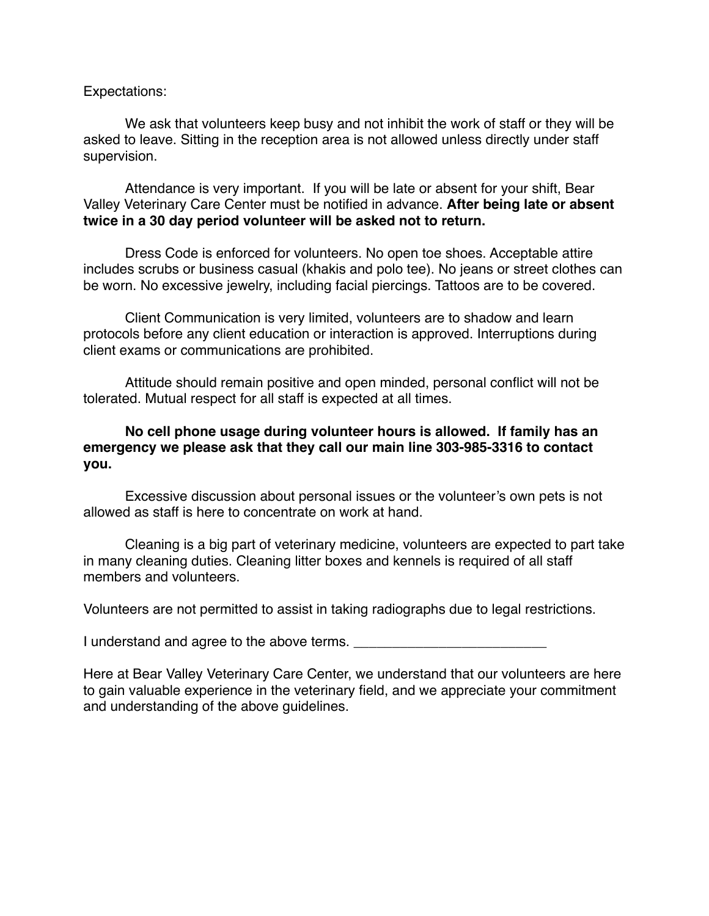Expectations:

We ask that volunteers keep busy and not inhibit the work of staff or they will be asked to leave. Sitting in the reception area is not allowed unless directly under staff supervision.

Attendance is very important. If you will be late or absent for your shift, Bear Valley Veterinary Care Center must be notified in advance. **After being late or absent twice in a 30 day period volunteer will be asked not to return.**

Dress Code is enforced for volunteers. No open toe shoes. Acceptable attire includes scrubs or business casual (khakis and polo tee). No jeans or street clothes can be worn. No excessive jewelry, including facial piercings. Tattoos are to be covered.

Client Communication is very limited, volunteers are to shadow and learn protocols before any client education or interaction is approved. Interruptions during client exams or communications are prohibited.

Attitude should remain positive and open minded, personal conflict will not be tolerated. Mutual respect for all staff is expected at all times.

**No cell phone usage during volunteer hours is allowed. If family has an emergency we please ask that they call our main line 303-985-3316 to contact you.**

Excessive discussion about personal issues or the volunteer's own pets is not allowed as staff is here to concentrate on work at hand.

Cleaning is a big part of veterinary medicine, volunteers are expected to part take in many cleaning duties. Cleaning litter boxes and kennels is required of all staff members and volunteers.

Volunteers are not permitted to assist in taking radiographs due to legal restrictions.

I understand and agree to the above terms. _________________________

Here at Bear Valley Veterinary Care Center, we understand that our volunteers are here to gain valuable experience in the veterinary field, and we appreciate your commitment and understanding of the above guidelines.